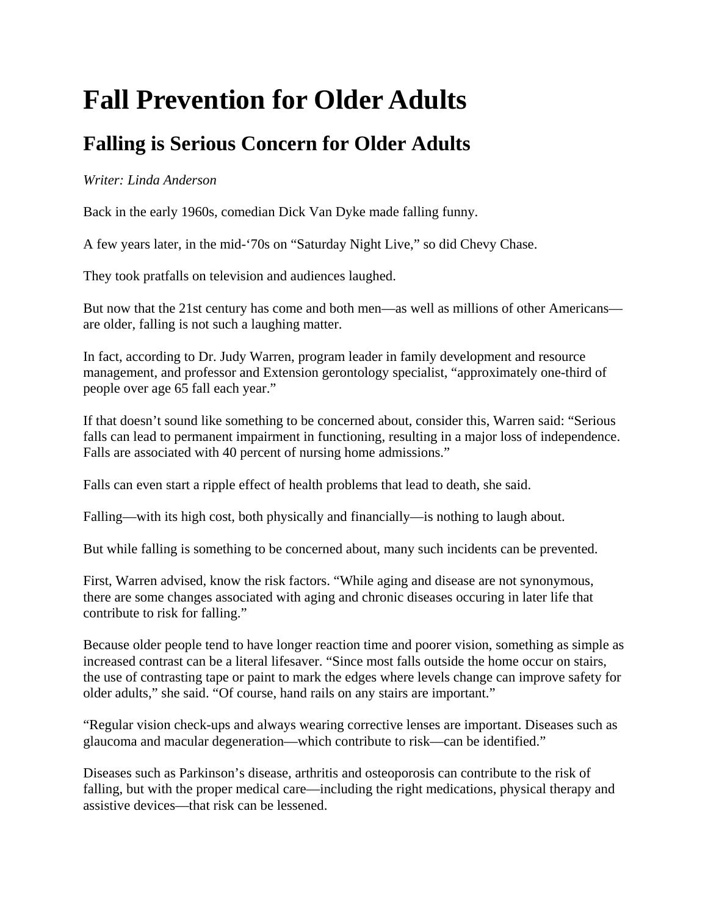# Fall Prevention for Older Adults

## Falling is Serious Concern for Older Adults

*Writer: Linda Anderson*

Back in the early 1960s, comedian Dick Van Dyke made falling funny.

A few years later, in the mid-'70s on "Saturday Night Live," so did Chevy Chase.

They took pratfalls on television and audiences laughed.

But now that the 21st century has come and both men—as well as millions of other Americans—are older, falling is not such a laughing matter.

In fact, according to Dr. Judy Warren, program leader in family development and resource management, and professor and Extension gerontology specialist, "approximately one-third of people over age 65 fall each year."

If that doesn't sound like something to be concerned about, consider this, Warren said: "Serious falls can lead to permanent impairment in functioning, resulting in a major loss of independence. Falls are associated with 40 percent of nursing home admissions."

Falls can even start a ripple effect of health problems that lead to death, she said.

Falling—with its high cost, both physically and financially—is nothing to laugh about.

But while falling is something to be concerned about, many such incidents can be prevented.

First, Warren advised, know the risk factors. "While aging and disease are not synonymous, there are some changes associated with aging and chronic diseases occuring in later life that contribute to risk for falling."

Because older people tend to have longer reaction time and poorer vision, something as simple as increased contrast can be a literal lifesaver. "Since most falls outside the home occur on stairs, the use of contrasting tape or paint to mark the edges where levels change can improve safety for older adults," she said. "Of course, hand rails on any stairs are important."

"Regular vision check-ups and always wearing corrective lenses are important. Diseases such as glaucoma and macular degeneration—which contribute to risk—can be identified."

Diseases such as Parkinson's disease, arthritis and osteoporosis can contribute to the risk of falling, but with the proper medical care—including the right medications, physical therapy and assistive devices—that risk can be lessened.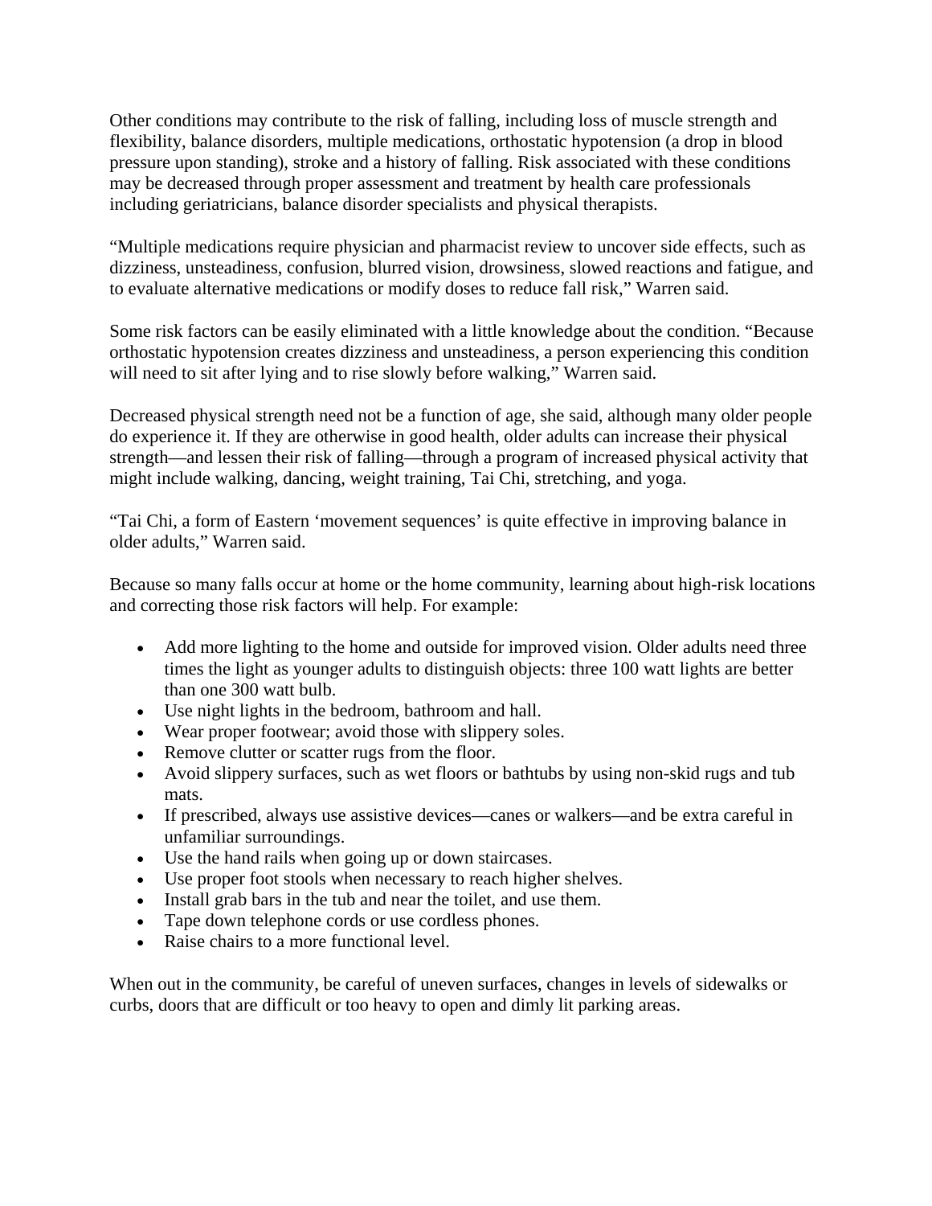Other conditions may contribute to the risk of falling, including loss of muscle strength and flexibility, balance disorders, multiple medications, orthostatic hypotension (a drop in blood pressure upon standing), stroke and a history of falling. Risk associated with these conditions may be decreased through proper assessment and treatment by health care professionals including geriatricians, balance disorder specialists and physical therapists.

"Multiple medications require physician and pharmacist review to uncover side effects, such as dizziness, unsteadiness, confusion, blurred vision, drowsiness, slowed reactions and fatigue, and to evaluate alternative medications or modify doses to reduce fall risk," Warren said.

Some risk factors can be easily eliminated with a little knowledge about the condition. "Because orthostatic hypotension creates dizziness and unsteadiness, a person experiencing this condition will need to sit after lying and to rise slowly before walking," Warren said.

Decreased physical strength need not be a function of age, she said, although many older people do experience it. If they are otherwise in good health, older adults can increase their physical strength—and lessen their risk of falling—through a program of increased physical activity that might include walking, dancing, weight training, Tai Chi, stretching, and yoga.

"Tai Chi, a form of Eastern 'movement sequences' is quite effective in improving balance in older adults," Warren said.

Because so many falls occur at home or the home community, learning about high-risk locations and correcting those risk factors will help. For example:

- Add more lighting to the home and outside for improved vision. Older adults need three times the light as younger adults to distinguish objects: three 100 watt lights are better than one 300 watt bulb.
- Use night lights in the bedroom, bathroom and hall.
- Wear proper footwear; avoid those with slippery soles.
- Remove clutter or scatter rugs from the floor.
- Avoid slippery surfaces, such as wet floors or bathtubs by using non-skid rugs and tub mats.
- If prescribed, always use assistive devices—canes or walkers—and be extra careful in unfamiliar surroundings.
- Use the hand rails when going up or down staircases.
- Use proper foot stools when necessary to reach higher shelves.
- Install grab bars in the tub and near the toilet, and use them.
- Tape down telephone cords or use cordless phones.
- Raise chairs to a more functional level.

When out in the community, be careful of uneven surfaces, changes in levels of sidewalks or curbs, doors that are difficult or too heavy to open and dimly lit parking areas.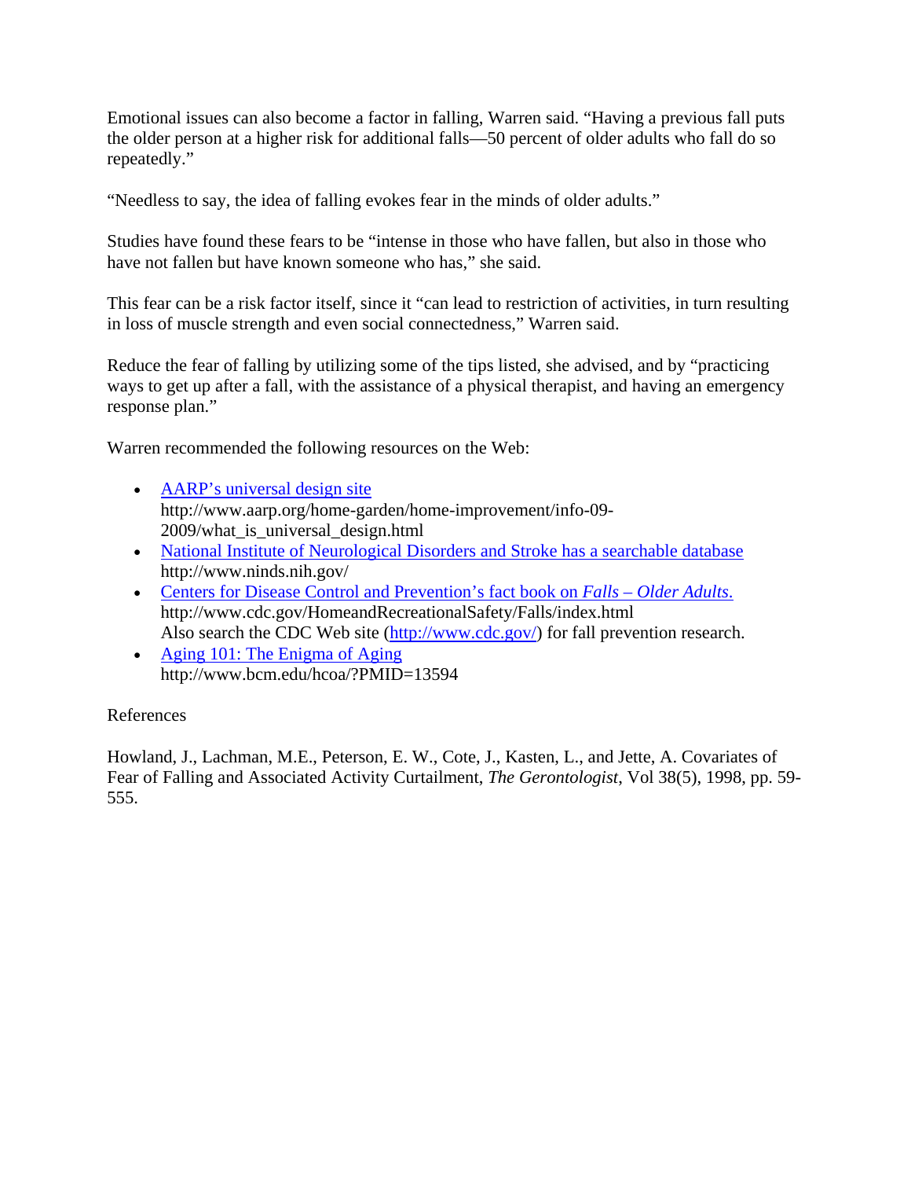Emotional issues can also become a factor in falling, Warren said. "Having a previous fall puts the older person at a higher risk for additional falls—50 percent of older adults who fall do so repeatedly."

"Needless to say, the idea of falling evokes fear in the minds of older adults."

Studies have found these fears to be "intense in those who have fallen, but also in those who have not fallen but have known someone who has," she said.

This fear can be a risk factor itself, since it "can lead to restriction of activities, in turn resulting in loss of muscle strength and even social connectedness," Warren said.

Reduce the fear of falling by utilizing some of the tips listed, she advised, and by "practicing ways to get up after a fall, with the assistance of a physical therapist, and having an emergency response plan."

Warren recommended the following resources on the Web:

- AARP's universal design site
  http://www.aarp.org/home-garden/home-improvement/info-09-2009/what_is_universal_design.html
- National Institute of Neurological Disorders and Stroke has a searchable database
  http://www.ninds.nih.gov/
- Centers for Disease Control and Prevention's fact book on *Falls – Older Adults.*
  http://www.cdc.gov/HomeandRecreationalSafety/Falls/index.html
  Also search the CDC Web site (http://www.cdc.gov/) for fall prevention research.
- Aging 101: The Enigma of Aging
  http://www.bcm.edu/hcoa/?PMID=13594

References

Howland, J., Lachman, M.E., Peterson, E. W., Cote, J., Kasten, L., and Jette, A. Covariates of Fear of Falling and Associated Activity Curtailment, *The Gerontologist*, Vol 38(5), 1998, pp. 59-555.